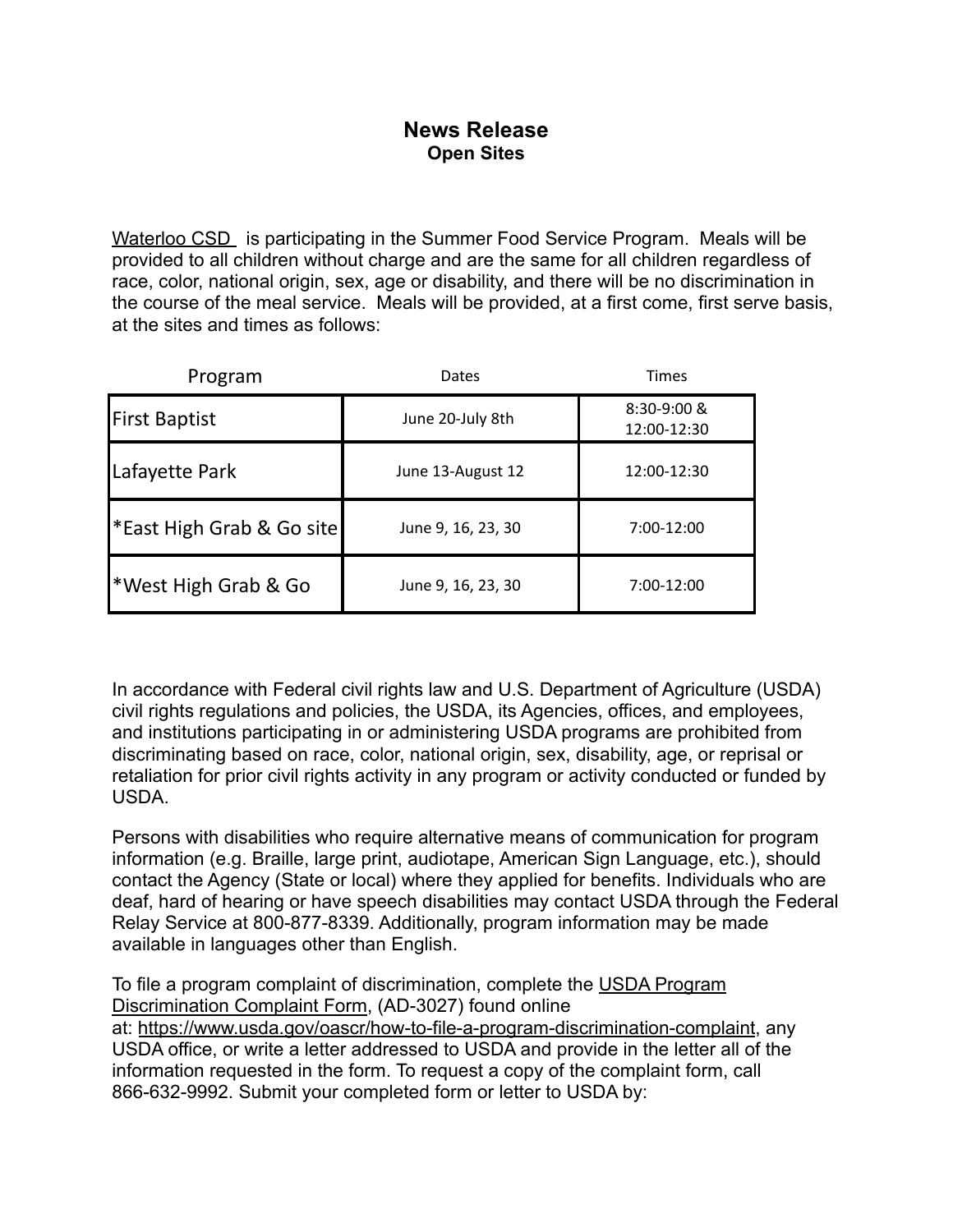# News Release

## Open Sites

Waterloo CSD is participating in the Summer Food Service Program. Meals will be provided to all children without charge and are the same for all children regardless of race, color, national origin, sex, age or disability, and there will be no discrimination in the course of the meal service. Meals will be provided, at a first come, first serve basis, at the sites and times as follows:

| Program | Dates | Times |
|---|---|---|
| First Baptist | June 20-July 8th | 8:30-9:00 & 12:00-12:30 |
| Lafayette Park | June 13-August 12 | 12:00-12:30 |
| *East High Grab & Go site | June 9, 16, 23, 30 | 7:00-12:00 |
| *West High Grab & Go | June 9, 16, 23, 30 | 7:00-12:00 |

In accordance with Federal civil rights law and U.S. Department of Agriculture (USDA) civil rights regulations and policies, the USDA, its Agencies, offices, and employees, and institutions participating in or administering USDA programs are prohibited from discriminating based on race, color, national origin, sex, disability, age, or reprisal or retaliation for prior civil rights activity in any program or activity conducted or funded by USDA.

Persons with disabilities who require alternative means of communication for program information (e.g. Braille, large print, audiotape, American Sign Language, etc.), should contact the Agency (State or local) where they applied for benefits. Individuals who are deaf, hard of hearing or have speech disabilities may contact USDA through the Federal Relay Service at 800-877-8339. Additionally, program information may be made available in languages other than English.

To file a program complaint of discrimination, complete the USDA Program Discrimination Complaint Form, (AD-3027) found online at: https://www.usda.gov/oascr/how-to-file-a-program-discrimination-complaint, any USDA office, or write a letter addressed to USDA and provide in the letter all of the information requested in the form. To request a copy of the complaint form, call 866-632-9992. Submit your completed form or letter to USDA by: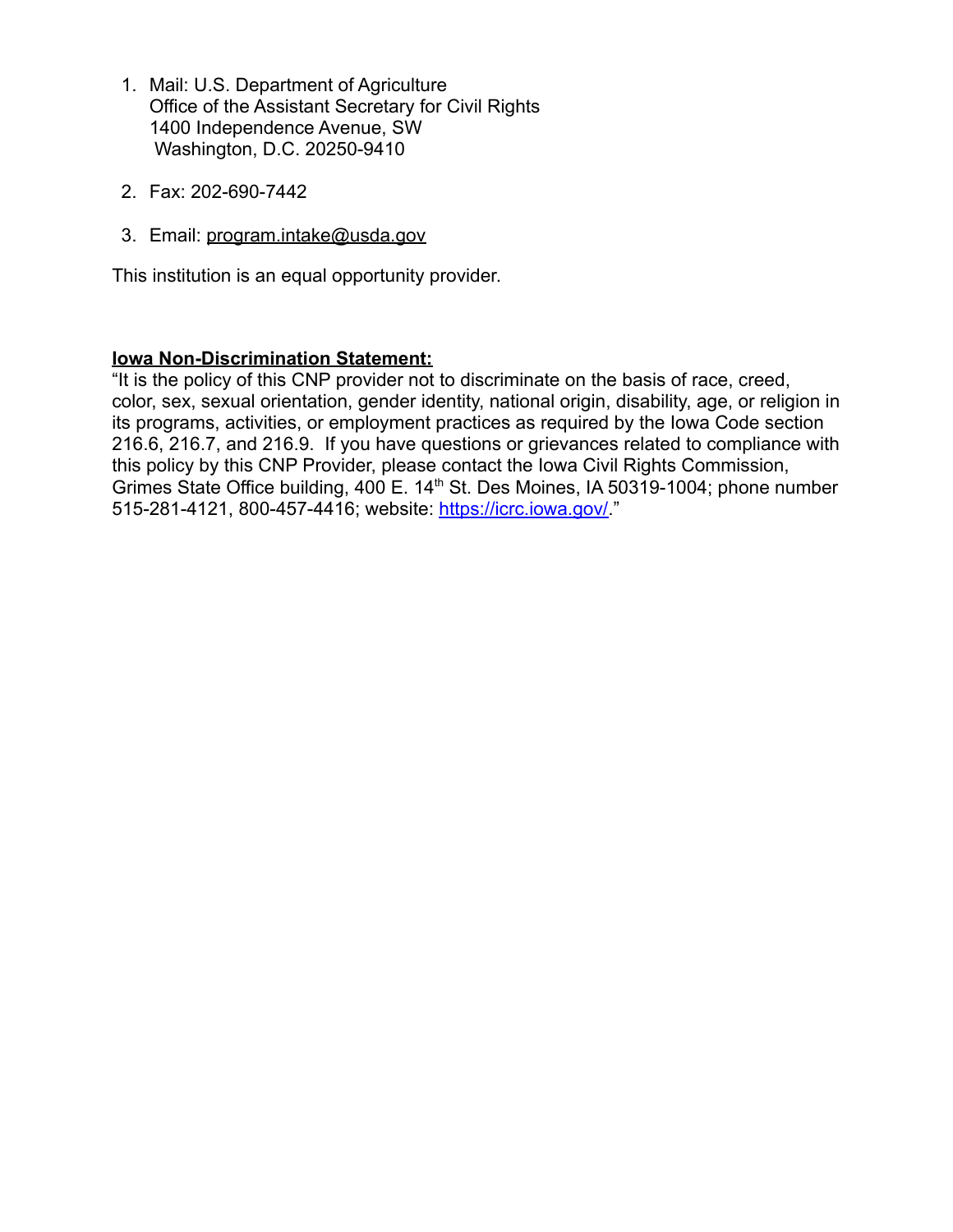1. Mail: U.S. Department of Agriculture
   Office of the Assistant Secretary for Civil Rights
   1400 Independence Avenue, SW
   Washington, D.C. 20250-9410

2. Fax: 202-690-7442

3. Email: program.intake@usda.gov

This institution is an equal opportunity provider.

**Iowa Non-Discrimination Statement:**

"It is the policy of this CNP provider not to discriminate on the basis of race, creed, color, sex, sexual orientation, gender identity, national origin, disability, age, or religion in its programs, activities, or employment practices as required by the Iowa Code section 216.6, 216.7, and 216.9. If you have questions or grievances related to compliance with this policy by this CNP Provider, please contact the Iowa Civil Rights Commission, Grimes State Office building, 400 E. 14th St. Des Moines, IA 50319-1004; phone number 515-281-4121, 800-457-4416; website: https://icrc.iowa.gov/."